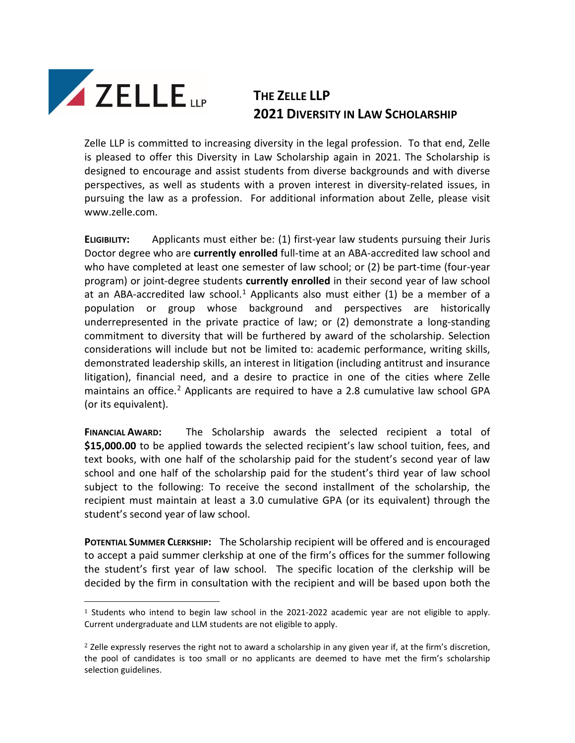# THE ZELLE LLP 2021 DIVERSITY IN LAW SCHOLARSHIP

Zelle LLP is committed to increasing diversity in the legal profession. To that end, Zelle is pleased to offer this Diversity in Law Scholarship again in 2021. The Scholarship is designed to encourage and assist students from diverse backgrounds and with diverse perspectives, as well as students with a proven interest in diversity-related issues, in pursuing the law as a profession. For additional information about Zelle, please visit www.zelle.com.

**ELIGIBILITY:** Applicants must either be: (1) first-year law students pursuing their Juris Doctor degree who are **currently enrolled** full-time at an ABA-accredited law school and who have completed at least one semester of law school; or (2) be part-time (four-year program) or joint-degree students **currently enrolled** in their second year of law school at an ABA-accredited law school.[1] Applicants also must either (1) be a member of a population or group whose background and perspectives are historically underrepresented in the private practice of law; or (2) demonstrate a long-standing commitment to diversity that will be furthered by award of the scholarship. Selection considerations will include but not be limited to: academic performance, writing skills, demonstrated leadership skills, an interest in litigation (including antitrust and insurance litigation), financial need, and a desire to practice in one of the cities where Zelle maintains an office.[2] Applicants are required to have a 2.8 cumulative law school GPA (or its equivalent).

**FINANCIAL AWARD:** The Scholarship awards the selected recipient a total of **$15,000.00** to be applied towards the selected recipient's law school tuition, fees, and text books, with one half of the scholarship paid for the student's second year of law school and one half of the scholarship paid for the student's third year of law school subject to the following: To receive the second installment of the scholarship, the recipient must maintain at least a 3.0 cumulative GPA (or its equivalent) through the student's second year of law school.

**POTENTIAL SUMMER CLERKSHIP:** The Scholarship recipient will be offered and is encouraged to accept a paid summer clerkship at one of the firm's offices for the summer following the student's first year of law school. The specific location of the clerkship will be decided by the firm in consultation with the recipient and will be based upon both the

[1] Students who intend to begin law school in the 2021-2022 academic year are not eligible to apply. Current undergraduate and LLM students are not eligible to apply.

[2] Zelle expressly reserves the right not to award a scholarship in any given year if, at the firm's discretion, the pool of candidates is too small or no applicants are deemed to have met the firm's scholarship selection guidelines.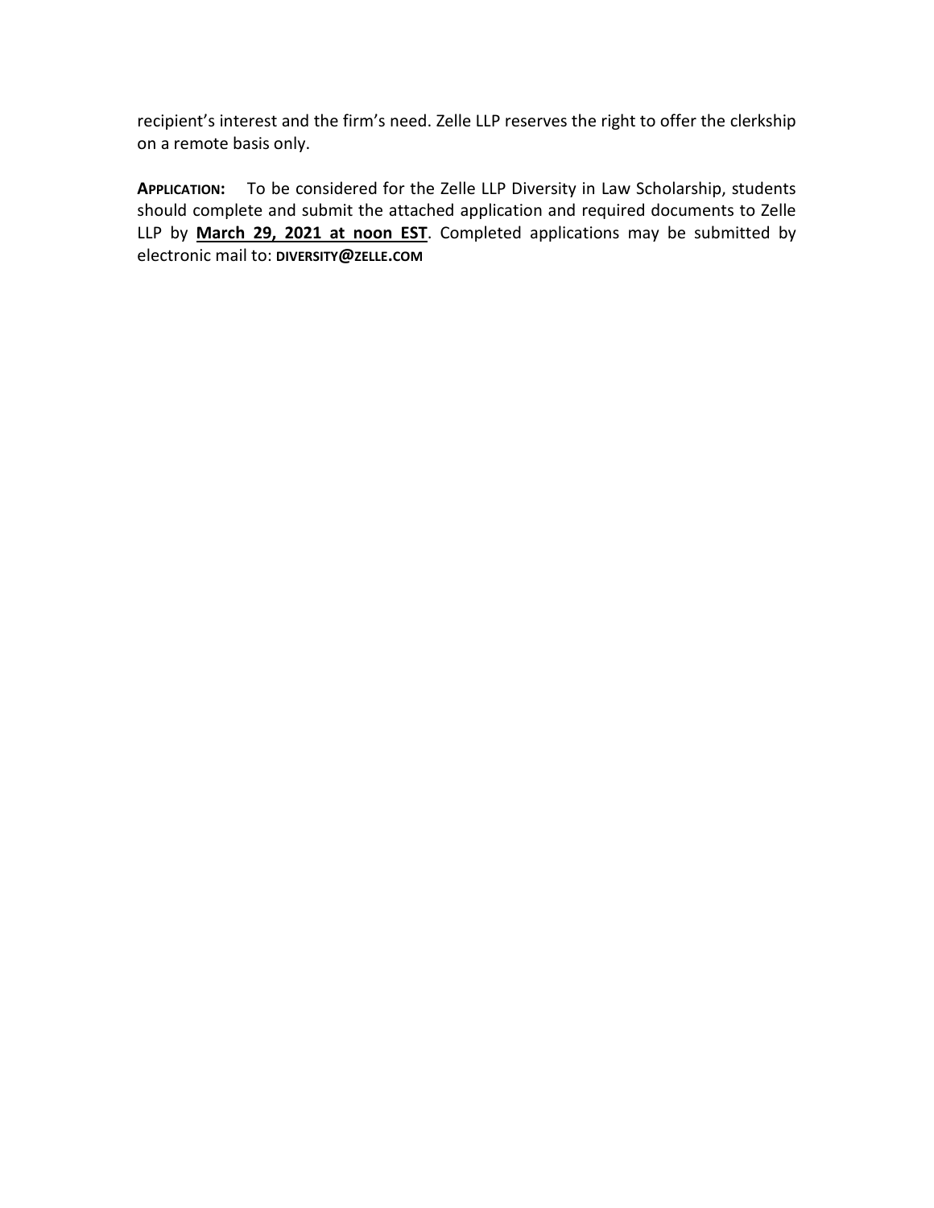recipient's interest and the firm's need. Zelle LLP reserves the right to offer the clerkship on a remote basis only.

**APPLICATION:** To be considered for the Zelle LLP Diversity in Law Scholarship, students should complete and submit the attached application and required documents to Zelle LLP by **March 29, 2021 at noon EST**. Completed applications may be submitted by electronic mail to: **DIVERSITY@ZELLE.COM**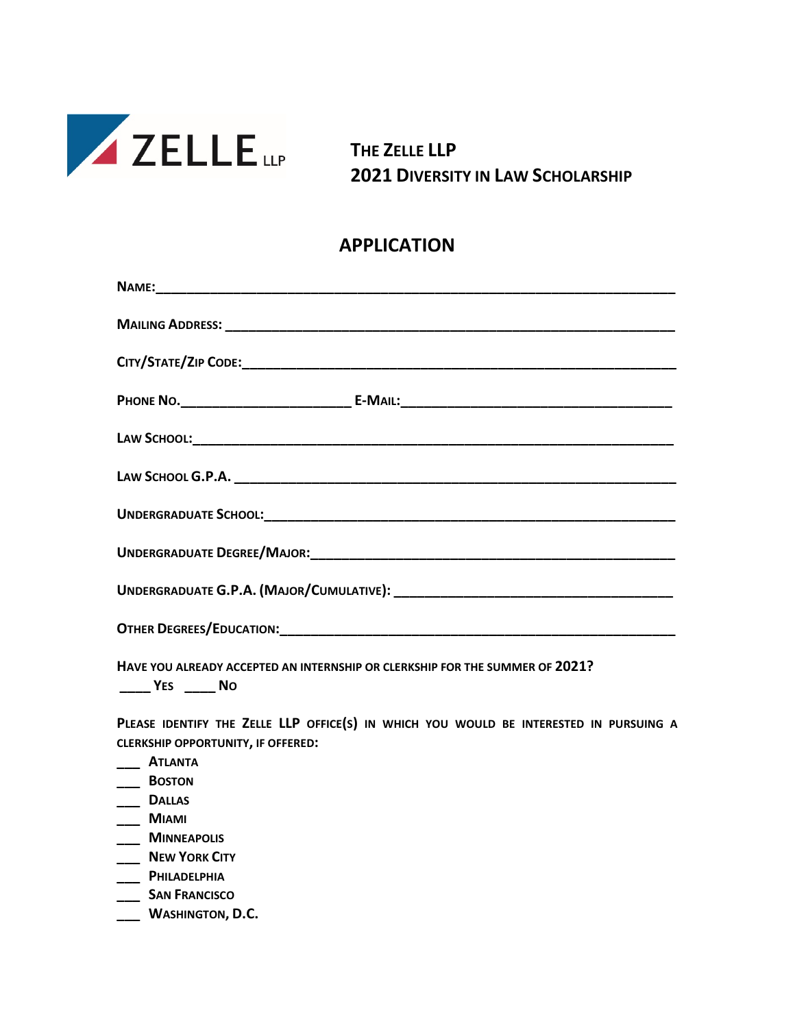# The Zelle LLP 2021 Diversity in Law Scholarship

## APPLICATION

**Name:**___________________________________________________________________

**Mailing Address:** _____________________________________________________________

**City/State/Zip Code:**__________________________________________________________

**Phone No.**______________________ **E-Mail:**____________________________________

**Law School:**_________________________________________________________________

**Law School G.P.A.** ____________________________________________________________

**Undergraduate School:**_________________________________________________________

**Undergraduate Degree/Major:**___________________________________________________

**Undergraduate G.P.A. (Major/Cumulative):** __________________________________

**Other Degrees/Education:**______________________________________________________

**Have you already accepted an internship or clerkship for the summer of 2021?**
____ **Yes** ____ **No**

**Please identify the Zelle LLP office(s) in which you would be interested in pursuing a clerkship opportunity, if offered:**

___ **Atlanta**
___ **Boston**
___ **Dallas**
___ **Miami**
___ **Minneapolis**
___ **New York City**
___ **Philadelphia**
___ **San Francisco**
___ **Washington, D.C.**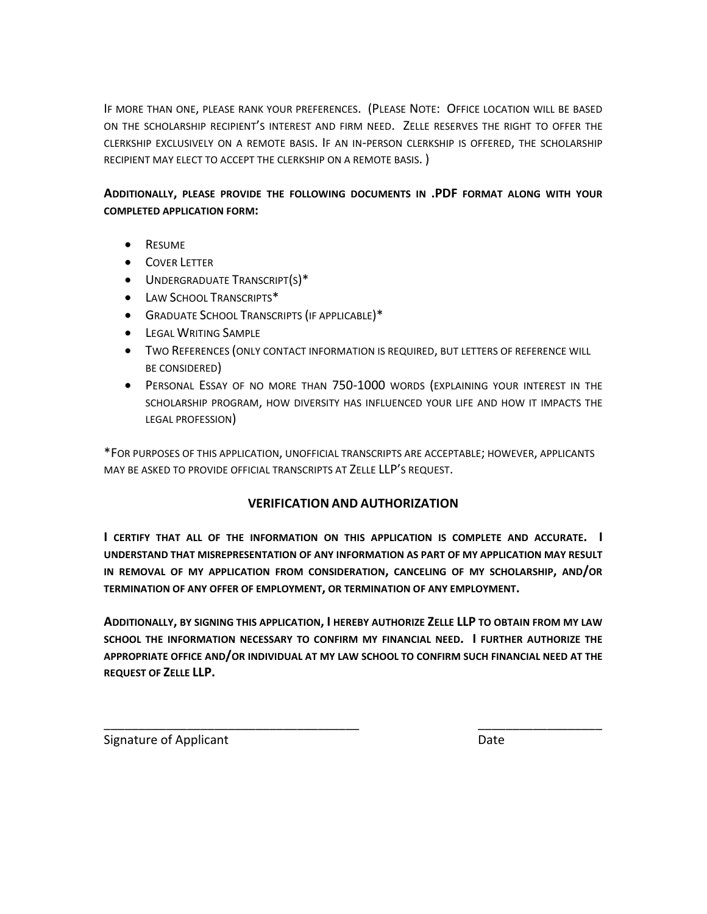If more than one, please rank your preferences. (Please Note: Office location will be based on the scholarship recipient's interest and firm need. Zelle reserves the right to offer the clerkship exclusively on a remote basis. If an in-person clerkship is offered, the scholarship recipient may elect to accept the clerkship on a remote basis. )

**Additionally, please provide the following documents in .PDF format along with your completed application form:**

- Resume
- Cover Letter
- Undergraduate Transcript(s)*
- Law School Transcripts*
- Graduate School Transcripts (if applicable)*
- Legal Writing Sample
- Two References (only contact information is required, but letters of reference will be considered)
- Personal Essay of no more than 750-1000 words (explaining your interest in the scholarship program, how diversity has influenced your life and how it impacts the legal profession)

*For purposes of this application, unofficial transcripts are acceptable; however, applicants may be asked to provide official transcripts at Zelle LLP's request.

## VERIFICATION AND AUTHORIZATION

**I certify that all of the information on this application is complete and accurate. I understand that misrepresentation of any information as part of my application may result in removal of my application from consideration, canceling of my scholarship, and/or termination of any offer of employment, or termination of any employment.**

**Additionally, by signing this application, I hereby authorize Zelle LLP to obtain from my law school the information necessary to confirm my financial need. I further authorize the appropriate office and/or individual at my law school to confirm such financial need at the request of Zelle LLP.**

_______________________________________ ____________________

Signature of Applicant Date